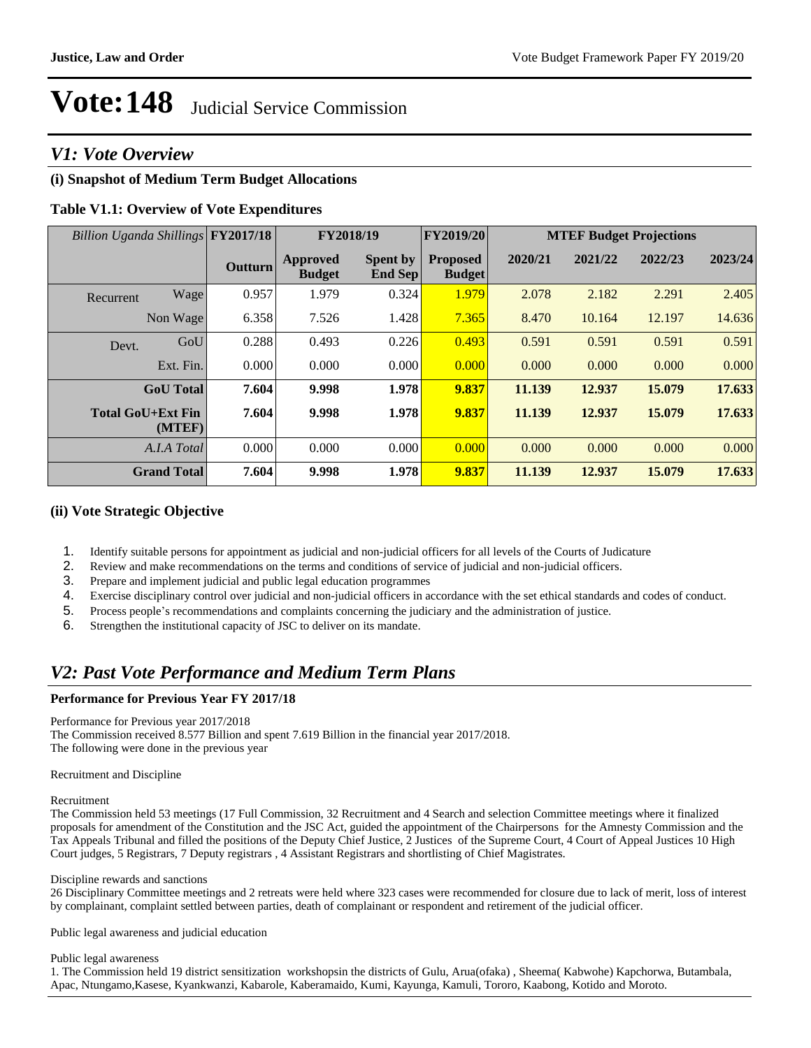# Vote:148 Judicial Service Commission

## *V1: Vote Overview*

### (i) Snapshot of Medium Term Budget Allocations

**Table V1.1: Overview of Vote Expenditures**

| *Billion Uganda Shillings* | | FY2017/18 | FY2018/19 | | FY2019/20 | MTEF Budget Projections | | | |
|---|---|---|---|---|---|---|---|---|---|
| | | **Outturn** | **Approved Budget** | **Spent by End Sep** | **Proposed Budget** | **2020/21** | **2021/22** | **2022/23** | **2023/24** |
| Recurrent | Wage | 0.957 | 1.979 | 0.324 | 1.979 | 2.078 | 2.182 | 2.291 | 2.405 |
| | Non Wage | 6.358 | 7.526 | 1.428 | 7.365 | 8.470 | 10.164 | 12.197 | 14.636 |
| Devt. | GoU | 0.288 | 0.493 | 0.226 | 0.493 | 0.591 | 0.591 | 0.591 | 0.591 |
| | Ext. Fin. | 0.000 | 0.000 | 0.000 | 0.000 | 0.000 | 0.000 | 0.000 | 0.000 |
| | **GoU Total** | **7.604** | **9.998** | **1.978** | **9.837** | **11.139** | **12.937** | **15.079** | **17.633** |
| | **Total GoU+Ext Fin (MTEF)** | **7.604** | **9.998** | **1.978** | **9.837** | **11.139** | **12.937** | **15.079** | **17.633** |
| | *A.I.A Total* | 0.000 | 0.000 | 0.000 | 0.000 | 0.000 | 0.000 | 0.000 | 0.000 |
| | **Grand Total** | **7.604** | **9.998** | **1.978** | **9.837** | **11.139** | **12.937** | **15.079** | **17.633** |

### (ii) Vote Strategic Objective

1. Identify suitable persons for appointment as judicial and non-judicial officers for all levels of the Courts of Judicature
2. Review and make recommendations on the terms and conditions of service of judicial and non-judicial officers.
3. Prepare and implement judicial and public legal education programmes
4. Exercise disciplinary control over judicial and non-judicial officers in accordance with the set ethical standards and codes of conduct.
5. Process people's recommendations and complaints concerning the judiciary and the administration of justice.
6. Strengthen the institutional capacity of JSC to deliver on its mandate.

## *V2: Past Vote Performance and Medium Term Plans*

### Performance for Previous Year FY 2017/18

Performance for Previous year 2017/2018
The Commission received 8.577 Billion and spent 7.619 Billion in the financial year 2017/2018.
The following were done in the previous year

Recruitment and Discipline

Recruitment
The Commission held 53 meetings (17 Full Commission, 32 Recruitment and 4 Search and selection Committee meetings where it finalized proposals for amendment of the Constitution and the JSC Act, guided the appointment of the Chairpersons for the Amnesty Commission and the Tax Appeals Tribunal and filled the positions of the Deputy Chief Justice, 2 Justices of the Supreme Court, 4 Court of Appeal Justices 10 High Court judges, 5 Registrars, 7 Deputy registrars , 4 Assistant Registrars and shortlisting of Chief Magistrates.

Discipline rewards and sanctions
26 Disciplinary Committee meetings and 2 retreats were held where 323 cases were recommended for closure due to lack of merit, loss of interest by complainant, complaint settled between parties, death of complainant or respondent and retirement of the judicial officer.

Public legal awareness and judicial education

Public legal awareness
1. The Commission held 19 district sensitization workshopsin the districts of Gulu, Arua(ofaka) , Sheema( Kabwohe) Kapchorwa, Butambala, Apac, Ntungamo,Kasese, Kyankwanzi, Kabarole, Kaberamaido, Kumi, Kayunga, Kamuli, Tororo, Kaabong, Kotido and Moroto.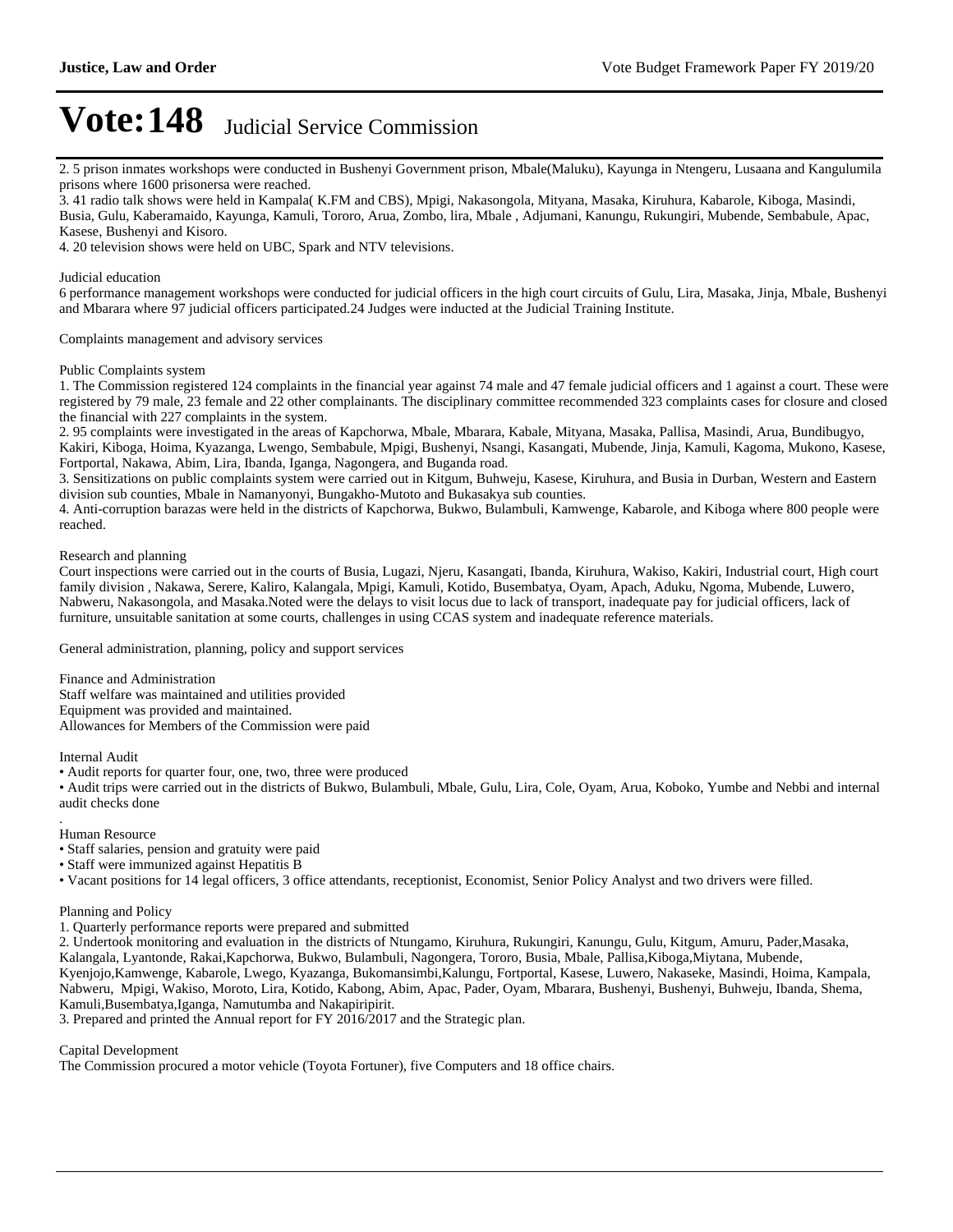# Vote:148 Judicial Service Commission

2. 5 prison inmates workshops were conducted in Bushenyi Government prison, Mbale(Maluku), Kayunga in Ntengeru, Lusaana and Kangulumila prisons where 1600 prisonersa were reached.
3. 41 radio talk shows were held in Kampala( K.FM and CBS), Mpigi, Nakasongola, Mityana, Masaka, Kiruhura, Kabarole, Kiboga, Masindi, Busia, Gulu, Kaberamaido, Kayunga, Kamuli, Tororo, Arua, Zombo, lira, Mbale , Adjumani, Kanungu, Rukungiri, Mubende, Sembabule, Apac, Kasese, Bushenyi and Kisoro.
4. 20 television shows were held on UBC, Spark and NTV televisions.

Judicial education

6 performance management workshops were conducted for judicial officers in the high court circuits of Gulu, Lira, Masaka, Jinja, Mbale, Bushenyi and Mbarara where 97 judicial officers participated.24 Judges were inducted at the Judicial Training Institute.

Complaints management and advisory services

Public Complaints system

1. The Commission registered 124 complaints in the financial year against 74 male and 47 female judicial officers and 1 against a court. These were registered by 79 male, 23 female and 22 other complainants. The disciplinary committee recommended 323 complaints cases for closure and closed the financial with 227 complaints in the system.
2. 95 complaints were investigated in the areas of Kapchorwa, Mbale, Mbarara, Kabale, Mityana, Masaka, Pallisa, Masindi, Arua, Bundibugyo, Kakiri, Kiboga, Hoima, Kyazanga, Lwengo, Sembabule, Mpigi, Bushenyi, Nsangi, Kasangati, Mubende, Jinja, Kamuli, Kagoma, Mukono, Kasese, Fortportal, Nakawa, Abim, Lira, Ibanda, Iganga, Nagongera, and Buganda road.
3. Sensitizations on public complaints system were carried out in Kitgum, Buhweju, Kasese, Kiruhura, and Busia in Durban, Western and Eastern division sub counties, Mbale in Namanyonyi, Bungakho-Mutoto and Bukasakya sub counties.
4. Anti-corruption barazas were held in the districts of Kapchorwa, Bukwo, Bulambuli, Kamwenge, Kabarole, and Kiboga where 800 people were reached.

Research and planning

Court inspections were carried out in the courts of Busia, Lugazi, Njeru, Kasangati, Ibanda, Kiruhura, Wakiso, Kakiri, Industrial court, High court family division , Nakawa, Serere, Kaliro, Kalangala, Mpigi, Kamuli, Kotido, Busembatya, Oyam, Apach, Aduku, Ngoma, Mubende, Luwero, Nabweru, Nakasongola, and Masaka.Noted were the delays to visit locus due to lack of transport, inadequate pay for judicial officers, lack of furniture, unsuitable sanitation at some courts, challenges in using CCAS system and inadequate reference materials.

General administration, planning, policy and support services

Finance and Administration
Staff welfare was maintained and utilities provided
Equipment was provided and maintained.
Allowances for Members of the Commission were paid

Internal Audit

- Audit reports for quarter four, one, two, three were produced
- Audit trips were carried out in the districts of Bukwo, Bulambuli, Mbale, Gulu, Lira, Cole, Oyam, Arua, Koboko, Yumbe and Nebbi and internal audit checks done

.
Human Resource

- Staff salaries, pension and gratuity were paid
- Staff were immunized against Hepatitis B
- Vacant positions for 14 legal officers, 3 office attendants, receptionist, Economist, Senior Policy Analyst and two drivers were filled.

Planning and Policy

1. Quarterly performance reports were prepared and submitted
2. Undertook monitoring and evaluation in the districts of Ntungamo, Kiruhura, Rukungiri, Kanungu, Gulu, Kitgum, Amuru, Pader,Masaka, Kalangala, Lyantonde, Rakai,Kapchorwa, Bukwo, Bulambuli, Nagongera, Tororo, Busia, Mbale, Pallisa,Kiboga,Miytana, Mubende, Kyenjojo,Kamwenge, Kabarole, Lwego, Kyazanga, Bukomansimbi,Kalungu, Fortportal, Kasese, Luwero, Nakaseke, Masindi, Hoima, Kampala, Nabweru, Mpigi, Wakiso, Moroto, Lira, Kotido, Kabong, Abim, Apac, Pader, Oyam, Mbarara, Bushenyi, Bushenyi, Buhweju, Ibanda, Shema, Kamuli,Busembatya,Iganga, Namutumba and Nakapiripirit.
3. Prepared and printed the Annual report for FY 2016/2017 and the Strategic plan.

Capital Development

The Commission procured a motor vehicle (Toyota Fortuner), five Computers and 18 office chairs.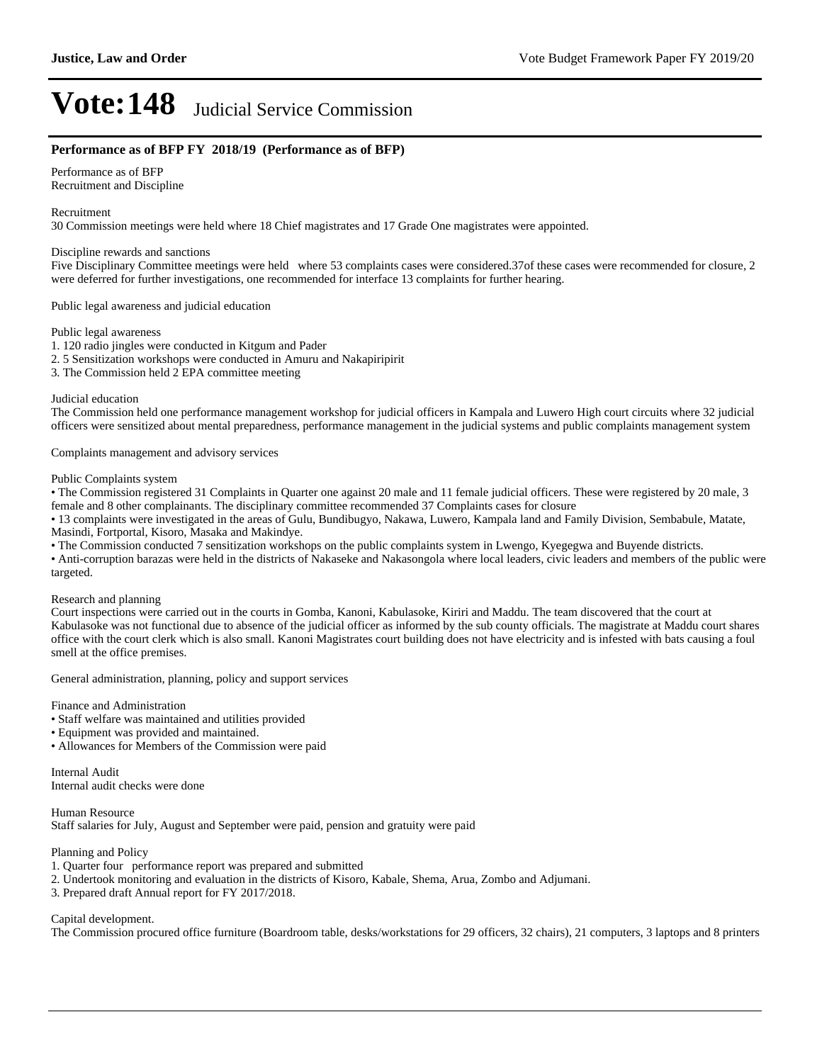# Vote:148 Judicial Service Commission

### Performance as of BFP FY 2018/19 (Performance as of BFP)

Performance as of BFP
Recruitment and Discipline

Recruitment
30 Commission meetings were held where 18 Chief magistrates and 17 Grade One magistrates were appointed.

Discipline rewards and sanctions
Five Disciplinary Committee meetings were held where 53 complaints cases were considered.37of these cases were recommended for closure, 2 were deferred for further investigations, one recommended for interface 13 complaints for further hearing.

Public legal awareness and judicial education

Public legal awareness
1. 120 radio jingles were conducted in Kitgum and Pader
2. 5 Sensitization workshops were conducted in Amuru and Nakapiripirit
3. The Commission held 2 EPA committee meeting

Judicial education
The Commission held one performance management workshop for judicial officers in Kampala and Luwero High court circuits where 32 judicial officers were sensitized about mental preparedness, performance management in the judicial systems and public complaints management system

Complaints management and advisory services

Public Complaints system
• The Commission registered 31 Complaints in Quarter one against 20 male and 11 female judicial officers. These were registered by 20 male, 3 female and 8 other complainants. The disciplinary committee recommended 37 Complaints cases for closure
• 13 complaints were investigated in the areas of Gulu, Bundibugyo, Nakawa, Luwero, Kampala land and Family Division, Sembabule, Matate, Masindi, Fortportal, Kisoro, Masaka and Makindye.
• The Commission conducted 7 sensitization workshops on the public complaints system in Lwengo, Kyegegwa and Buyende districts.
• Anti-corruption barazas were held in the districts of Nakaseke and Nakasongola where local leaders, civic leaders and members of the public were targeted.

Research and planning
Court inspections were carried out in the courts in Gomba, Kanoni, Kabulasoke, Kiriri and Maddu. The team discovered that the court at Kabulasoke was not functional due to absence of the judicial officer as informed by the sub county officials. The magistrate at Maddu court shares office with the court clerk which is also small. Kanoni Magistrates court building does not have electricity and is infested with bats causing a foul smell at the office premises.

General administration, planning, policy and support services

Finance and Administration
• Staff welfare was maintained and utilities provided
• Equipment was provided and maintained.
• Allowances for Members of the Commission were paid

Internal Audit
Internal audit checks were done

Human Resource
Staff salaries for July, August and September were paid, pension and gratuity were paid

Planning and Policy
1. Quarter four performance report was prepared and submitted
2. Undertook monitoring and evaluation in the districts of Kisoro, Kabale, Shema, Arua, Zombo and Adjumani.
3. Prepared draft Annual report for FY 2017/2018.

Capital development.
The Commission procured office furniture (Boardroom table, desks/workstations for 29 officers, 32 chairs), 21 computers, 3 laptops and 8 printers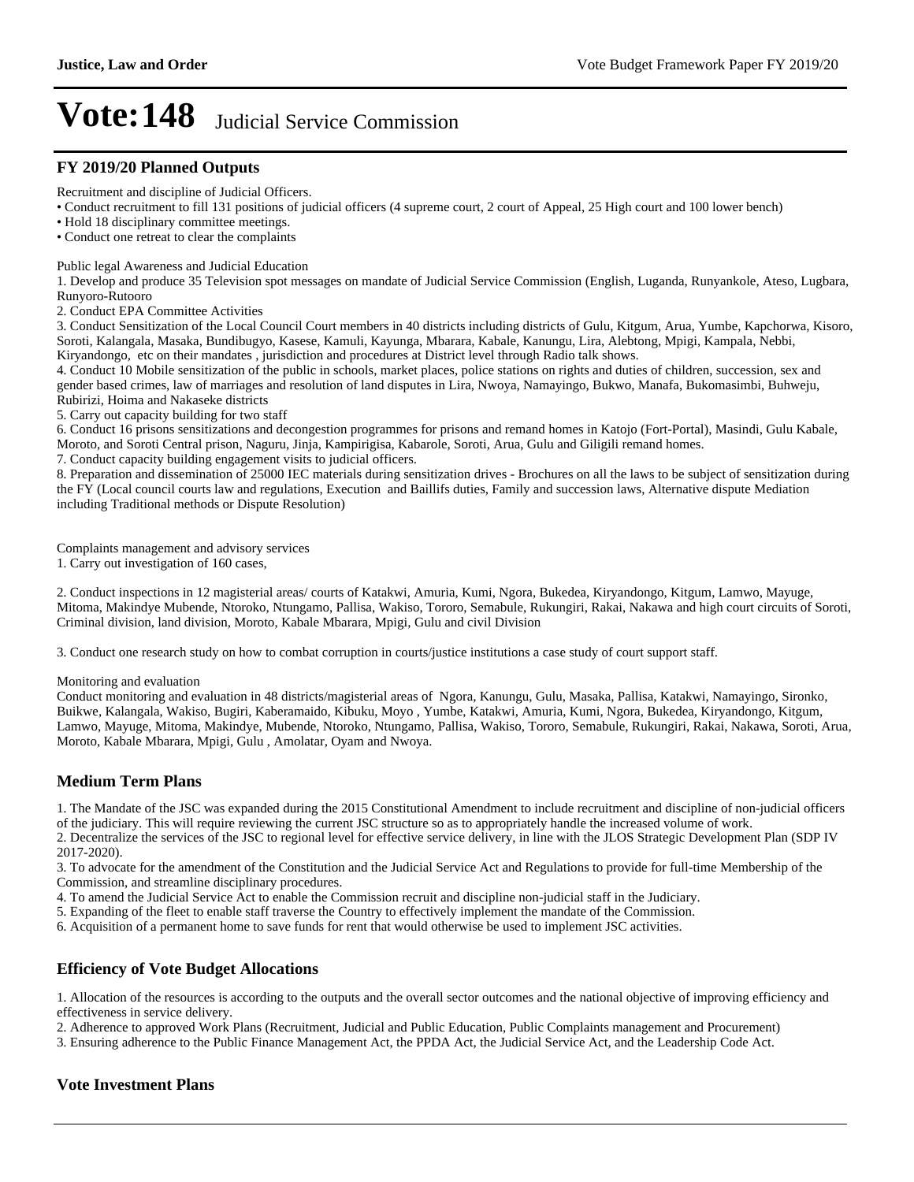# Vote:148 Judicial Service Commission

## FY 2019/20 Planned Outputs

Recruitment and discipline of Judicial Officers.

- Conduct recruitment to fill 131 positions of judicial officers (4 supreme court, 2 court of Appeal, 25 High court and 100 lower bench)
- Hold 18 disciplinary committee meetings.
- Conduct one retreat to clear the complaints

Public legal Awareness and Judicial Education

1. Develop and produce 35 Television spot messages on mandate of Judicial Service Commission (English, Luganda, Runyankole, Ateso, Lugbara, Runyoro-Rutooro
2. Conduct EPA Committee Activities
3. Conduct Sensitization of the Local Council Court members in 40 districts including districts of Gulu, Kitgum, Arua, Yumbe, Kapchorwa, Kisoro, Soroti, Kalangala, Masaka, Bundibugyo, Kasese, Kamuli, Kayunga, Mbarara, Kabale, Kanungu, Lira, Alebtong, Mpigi, Kampala, Nebbi, Kiryandongo, etc on their mandates , jurisdiction and procedures at District level through Radio talk shows.
4. Conduct 10 Mobile sensitization of the public in schools, market places, police stations on rights and duties of children, succession, sex and gender based crimes, law of marriages and resolution of land disputes in Lira, Nwoya, Namayingo, Bukwo, Manafa, Bukomasimbi, Buhweju, Rubirizi, Hoima and Nakaseke districts
5. Carry out capacity building for two staff
6. Conduct 16 prisons sensitizations and decongestion programmes for prisons and remand homes in Katojo (Fort-Portal), Masindi, Gulu Kabale, Moroto, and Soroti Central prison, Naguru, Jinja, Kampirigisa, Kabarole, Soroti, Arua, Gulu and Giligili remand homes.
7. Conduct capacity building engagement visits to judicial officers.
8. Preparation and dissemination of 25000 IEC materials during sensitization drives - Brochures on all the laws to be subject of sensitization during the FY (Local council courts law and regulations, Execution and Baillifs duties, Family and succession laws, Alternative dispute Mediation including Traditional methods or Dispute Resolution)

Complaints management and advisory services

1. Carry out investigation of 160 cases,

2. Conduct inspections in 12 magisterial areas/ courts of Katakwi, Amuria, Kumi, Ngora, Bukedea, Kiryandongo, Kitgum, Lamwo, Mayuge, Mitoma, Makindye Mubende, Ntoroko, Ntungamo, Pallisa, Wakiso, Tororo, Semabule, Rukungiri, Rakai, Nakawa and high court circuits of Soroti, Criminal division, land division, Moroto, Kabale Mbarara, Mpigi, Gulu and civil Division

3. Conduct one research study on how to combat corruption in courts/justice institutions a case study of court support staff.

Monitoring and evaluation

Conduct monitoring and evaluation in 48 districts/magisterial areas of Ngora, Kanungu, Gulu, Masaka, Pallisa, Katakwi, Namayingo, Sironko, Buikwe, Kalangala, Wakiso, Bugiri, Kaberamaido, Kibuku, Moyo , Yumbe, Katakwi, Amuria, Kumi, Ngora, Bukedea, Kiryandongo, Kitgum, Lamwo, Mayuge, Mitoma, Makindye, Mubende, Ntoroko, Ntungamo, Pallisa, Wakiso, Tororo, Semabule, Rukungiri, Rakai, Nakawa, Soroti, Arua, Moroto, Kabale Mbarara, Mpigi, Gulu , Amolatar, Oyam and Nwoya.

## Medium Term Plans

1. The Mandate of the JSC was expanded during the 2015 Constitutional Amendment to include recruitment and discipline of non-judicial officers of the judiciary. This will require reviewing the current JSC structure so as to appropriately handle the increased volume of work.
2. Decentralize the services of the JSC to regional level for effective service delivery, in line with the JLOS Strategic Development Plan (SDP IV 2017-2020).
3. To advocate for the amendment of the Constitution and the Judicial Service Act and Regulations to provide for full-time Membership of the Commission, and streamline disciplinary procedures.
4. To amend the Judicial Service Act to enable the Commission recruit and discipline non-judicial staff in the Judiciary.
5. Expanding of the fleet to enable staff traverse the Country to effectively implement the mandate of the Commission.
6. Acquisition of a permanent home to save funds for rent that would otherwise be used to implement JSC activities.

## Efficiency of Vote Budget Allocations

1. Allocation of the resources is according to the outputs and the overall sector outcomes and the national objective of improving efficiency and effectiveness in service delivery.
2. Adherence to approved Work Plans (Recruitment, Judicial and Public Education, Public Complaints management and Procurement)
3. Ensuring adherence to the Public Finance Management Act, the PPDA Act, the Judicial Service Act, and the Leadership Code Act.

## Vote Investment Plans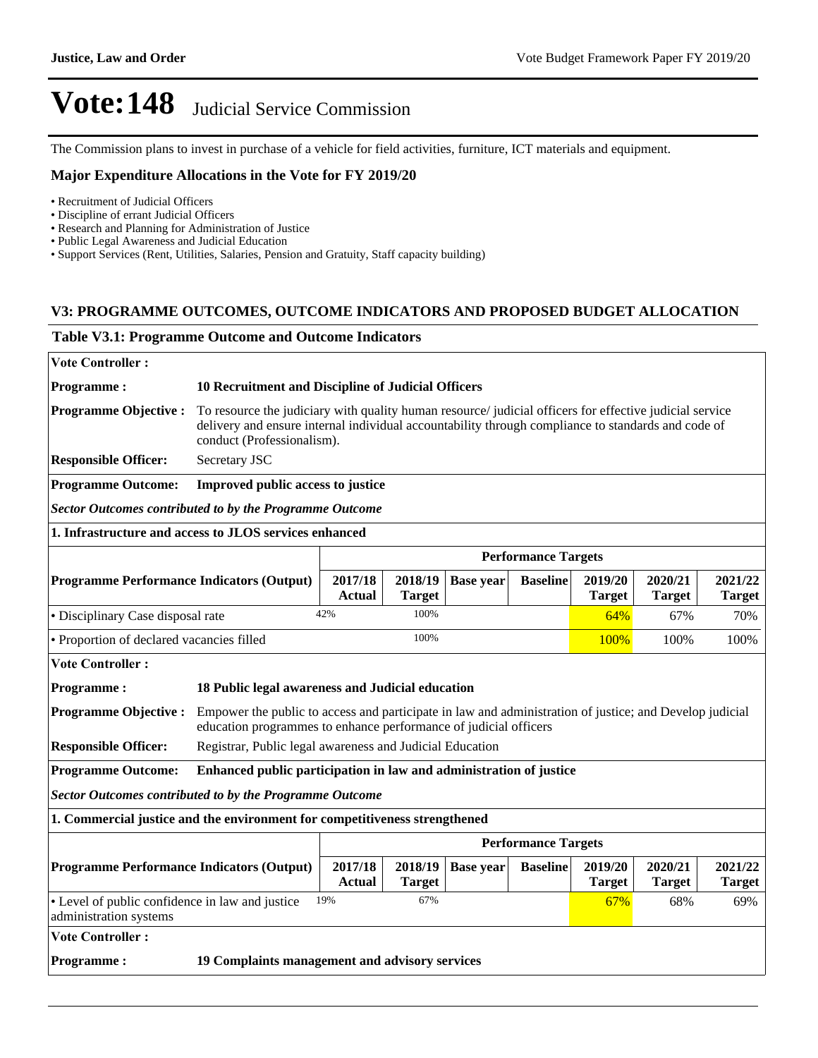# Vote:148 Judicial Service Commission

The Commission plans to invest in purchase of a vehicle for field activities, furniture, ICT materials and equipment.

### Major Expenditure Allocations in the Vote for FY 2019/20

- Recruitment of Judicial Officers
- Discipline of errant Judicial Officers
- Research and Planning for Administration of Justice
- Public Legal Awareness and Judicial Education
- Support Services (Rent, Utilities, Salaries, Pension and Gratuity, Staff capacity building)

## V3: PROGRAMME OUTCOMES, OUTCOME INDICATORS AND PROPOSED BUDGET ALLOCATION

### Table V3.1: Programme Outcome and Outcome Indicators

**Vote Controller :**

**Programme :** **10 Recruitment and Discipline of Judicial Officers**

**Programme Objective :** To resource the judiciary with quality human resource/ judicial officers for effective judicial service delivery and ensure internal individual accountability through compliance to standards and code of conduct (Professionalism).

**Responsible Officer:** Secretary JSC

**Programme Outcome:** **Improved public access to justice**

***Sector Outcomes contributed to by the Programme Outcome***

**1. Infrastructure and access to JLOS services enhanced**

| Programme Performance Indicators (Output) | Performance Targets | | | | | | |
|---|---|---|---|---|---|---|---|
| | 2017/18 Actual | 2018/19 Target | Base year | Baseline | 2019/20 Target | 2020/21 Target | 2021/22 Target |
| • Disciplinary Case disposal rate | 42% | 100% | | | 64% | 67% | 70% |
| • Proportion of declared vacancies filled | | 100% | | | 100% | 100% | 100% |

**Vote Controller :**

**Programme :** **18 Public legal awareness and Judicial education**

**Programme Objective :** Empower the public to access and participate in law and administration of justice; and Develop judicial education programmes to enhance performance of judicial officers

**Responsible Officer:** Registrar, Public legal awareness and Judicial Education

**Programme Outcome:** **Enhanced public participation in law and administration of justice**

***Sector Outcomes contributed to by the Programme Outcome***

**1. Commercial justice and the environment for competitiveness strengthened**

| Programme Performance Indicators (Output) | Performance Targets | | | | | | |
|---|---|---|---|---|---|---|---|
| | 2017/18 Actual | 2018/19 Target | Base year | Baseline | 2019/20 Target | 2020/21 Target | 2021/22 Target |
| • Level of public confidence in law and justice administration systems | 19% | 67% | | | 67% | 68% | 69% |

**Vote Controller :**

**Programme :** **19 Complaints management and advisory services**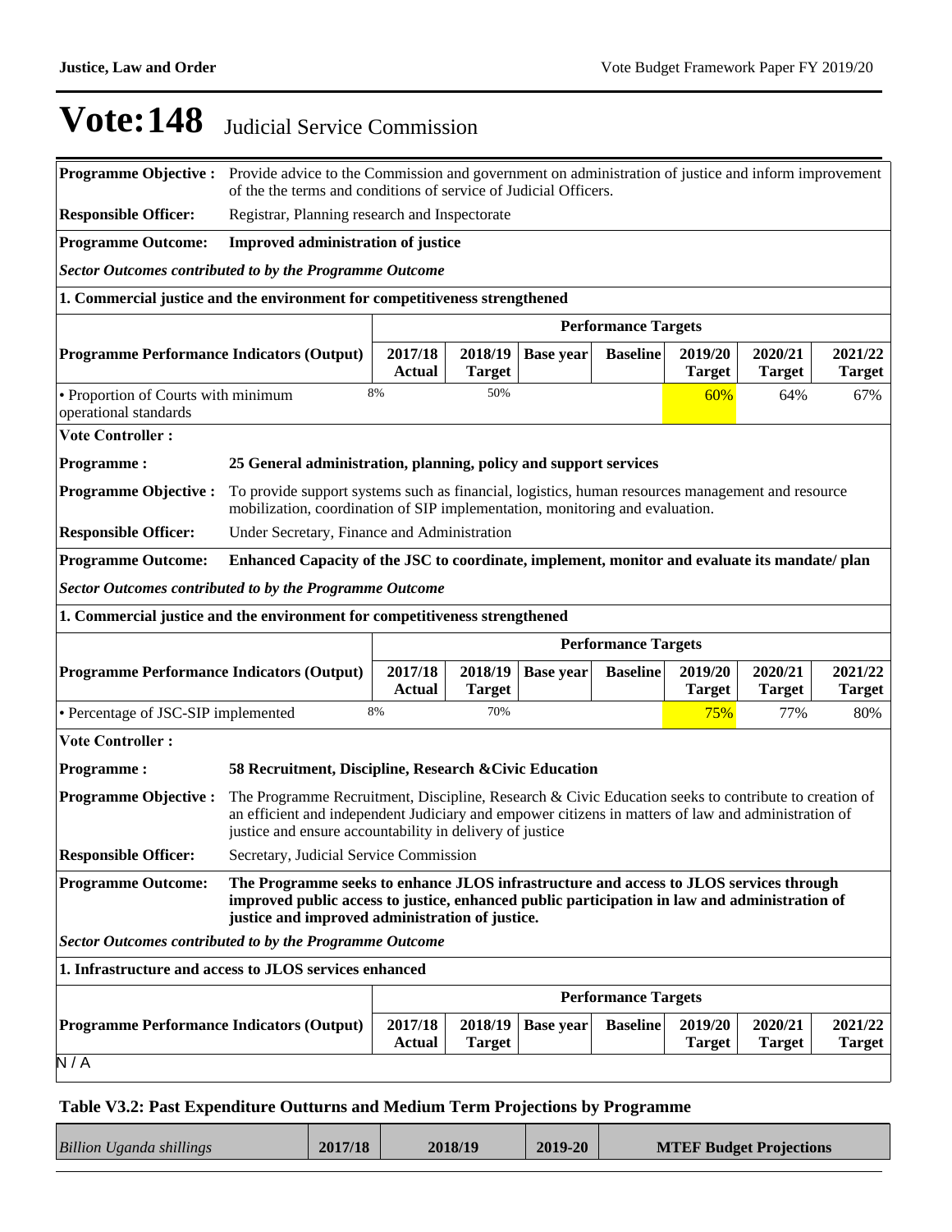# Vote:148 Judicial Service Commission

**Programme Objective :** Provide advice to the Commission and government on administration of justice and inform improvement of the the terms and conditions of service of Judicial Officers.

**Responsible Officer:** Registrar, Planning research and Inspectorate

**Programme Outcome:** **Improved administration of justice**

***Sector Outcomes contributed to by the Programme Outcome***

**1. Commercial justice and the environment for competitiveness strengthened**

| Programme Performance Indicators (Output) | Performance Targets | | | | | | |
|---|---|---|---|---|---|---|---|
| | 2017/18 Actual | 2018/19 Target | Base year | Baseline | 2019/20 Target | 2020/21 Target | 2021/22 Target |
| • Proportion of Courts with minimum operational standards | 8% | 50% | | | 60% | 64% | 67% |

**Vote Controller :**

**Programme :** **25 General administration, planning, policy and support services**

**Programme Objective :** To provide support systems such as financial, logistics, human resources management and resource mobilization, coordination of SIP implementation, monitoring and evaluation.

**Responsible Officer:** Under Secretary, Finance and Administration

**Programme Outcome:** **Enhanced Capacity of the JSC to coordinate, implement, monitor and evaluate its mandate/ plan**

***Sector Outcomes contributed to by the Programme Outcome***

**1. Commercial justice and the environment for competitiveness strengthened**

| Programme Performance Indicators (Output) | Performance Targets | | | | | | |
|---|---|---|---|---|---|---|---|
| | 2017/18 Actual | 2018/19 Target | Base year | Baseline | 2019/20 Target | 2020/21 Target | 2021/22 Target |
| • Percentage of JSC-SIP implemented | 8% | 70% | | | 75% | 77% | 80% |

**Vote Controller :**

**Programme :** **58 Recruitment, Discipline, Research &Civic Education**

**Programme Objective :** The Programme Recruitment, Discipline, Research & Civic Education seeks to contribute to creation of an efficient and independent Judiciary and empower citizens in matters of law and administration of justice and ensure accountability in delivery of justice

**Responsible Officer:** Secretary, Judicial Service Commission

**Programme Outcome:** **The Programme seeks to enhance JLOS infrastructure and access to JLOS services through improved public access to justice, enhanced public participation in law and administration of justice and improved administration of justice.**

***Sector Outcomes contributed to by the Programme Outcome***

**1. Infrastructure and access to JLOS services enhanced**

| Programme Performance Indicators (Output) | Performance Targets | | | | | | |
|---|---|---|---|---|---|---|---|
| | 2017/18 Actual | 2018/19 Target | Base year | Baseline | 2019/20 Target | 2020/21 Target | 2021/22 Target |
| N / A | | | | | | | |

### Table V3.2: Past Expenditure Outturns and Medium Term Projections by Programme

| *Billion Uganda shillings* | 2017/18 | 2018/19 | 2019-20 | MTEF Budget Projections |
|---|---|---|---|---|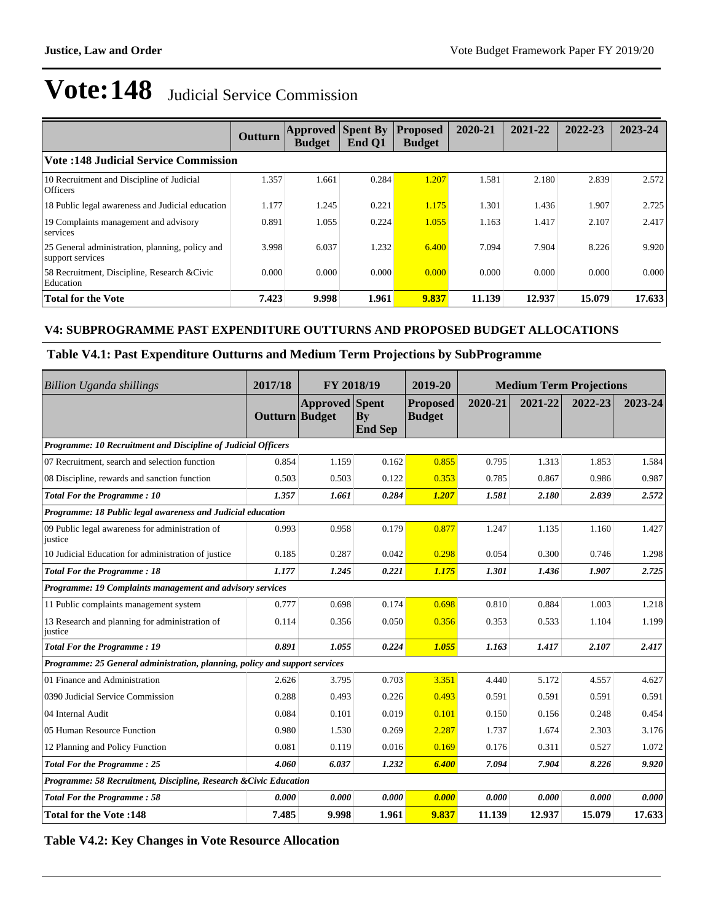# Vote:148 Judicial Service Commission

| | Outturn | Approved Budget | Spent By End Q1 | Proposed Budget | 2020-21 | 2021-22 | 2022-23 | 2023-24 |
|---|---|---|---|---|---|---|---|---|
| **Vote :148 Judicial Service Commission** | | | | | | | | |
| 10 Recruitment and Discipline of Judicial Officers | 1.357 | 1.661 | 0.284 | 1.207 | 1.581 | 2.180 | 2.839 | 2.572 |
| 18 Public legal awareness and Judicial education | 1.177 | 1.245 | 0.221 | 1.175 | 1.301 | 1.436 | 1.907 | 2.725 |
| 19 Complaints management and advisory services | 0.891 | 1.055 | 0.224 | 1.055 | 1.163 | 1.417 | 2.107 | 2.417 |
| 25 General administration, planning, policy and support services | 3.998 | 6.037 | 1.232 | 6.400 | 7.094 | 7.904 | 8.226 | 9.920 |
| 58 Recruitment, Discipline, Research &Civic Education | 0.000 | 0.000 | 0.000 | 0.000 | 0.000 | 0.000 | 0.000 | 0.000 |
| **Total for the Vote** | **7.423** | **9.998** | **1.961** | **9.837** | **11.139** | **12.937** | **15.079** | **17.633** |

### V4: SUBPROGRAMME PAST EXPENDITURE OUTTURNS AND PROPOSED BUDGET ALLOCATIONS

### Table V4.1: Past Expenditure Outturns and Medium Term Projections by SubProgramme

| *Billion Uganda shillings* | 2017/18 | FY 2018/19 | | 2019-20 | Medium Term Projections | | | |
|---|---|---|---|---|---|---|---|---|
| | Outturn | Approved Budget | Spent By End Sep | Proposed Budget | 2020-21 | 2021-22 | 2022-23 | 2023-24 |
| ***Programme: 10 Recruitment and Discipline of Judicial Officers*** | | | | | | | | |
| 07 Recruitment, search and selection function | 0.854 | 1.159 | 0.162 | 0.855 | 0.795 | 1.313 | 1.853 | 1.584 |
| 08 Discipline, rewards and sanction function | 0.503 | 0.503 | 0.122 | 0.353 | 0.785 | 0.867 | 0.986 | 0.987 |
| ***Total For the Programme : 10*** | ***1.357*** | ***1.661*** | ***0.284*** | ***1.207*** | ***1.581*** | ***2.180*** | ***2.839*** | ***2.572*** |
| ***Programme: 18 Public legal awareness and Judicial education*** | | | | | | | | |
| 09 Public legal awareness for administration of justice | 0.993 | 0.958 | 0.179 | 0.877 | 1.247 | 1.135 | 1.160 | 1.427 |
| 10 Judicial Education for administration of justice | 0.185 | 0.287 | 0.042 | 0.298 | 0.054 | 0.300 | 0.746 | 1.298 |
| ***Total For the Programme : 18*** | ***1.177*** | ***1.245*** | ***0.221*** | ***1.175*** | ***1.301*** | ***1.436*** | ***1.907*** | ***2.725*** |
| ***Programme: 19 Complaints management and advisory services*** | | | | | | | | |
| 11 Public complaints management system | 0.777 | 0.698 | 0.174 | 0.698 | 0.810 | 0.884 | 1.003 | 1.218 |
| 13 Research and planning for administration of justice | 0.114 | 0.356 | 0.050 | 0.356 | 0.353 | 0.533 | 1.104 | 1.199 |
| ***Total For the Programme : 19*** | ***0.891*** | ***1.055*** | ***0.224*** | ***1.055*** | ***1.163*** | ***1.417*** | ***2.107*** | ***2.417*** |
| ***Programme: 25 General administration, planning, policy and support services*** | | | | | | | | |
| 01 Finance and Administration | 2.626 | 3.795 | 0.703 | 3.351 | 4.440 | 5.172 | 4.557 | 4.627 |
| 0390 Judicial Service Commission | 0.288 | 0.493 | 0.226 | 0.493 | 0.591 | 0.591 | 0.591 | 0.591 |
| 04 Internal Audit | 0.084 | 0.101 | 0.019 | 0.101 | 0.150 | 0.156 | 0.248 | 0.454 |
| 05 Human Resource Function | 0.980 | 1.530 | 0.269 | 2.287 | 1.737 | 1.674 | 2.303 | 3.176 |
| 12 Planning and Policy Function | 0.081 | 0.119 | 0.016 | 0.169 | 0.176 | 0.311 | 0.527 | 1.072 |
| ***Total For the Programme : 25*** | ***4.060*** | ***6.037*** | ***1.232*** | ***6.400*** | ***7.094*** | ***7.904*** | ***8.226*** | ***9.920*** |
| ***Programme: 58 Recruitment, Discipline, Research &Civic Education*** | | | | | | | | |
| ***Total For the Programme : 58*** | ***0.000*** | ***0.000*** | ***0.000*** | ***0.000*** | ***0.000*** | ***0.000*** | ***0.000*** | ***0.000*** |
| **Total for the Vote :148** | **7.485** | **9.998** | **1.961** | **9.837** | **11.139** | **12.937** | **15.079** | **17.633** |

### Table V4.2: Key Changes in Vote Resource Allocation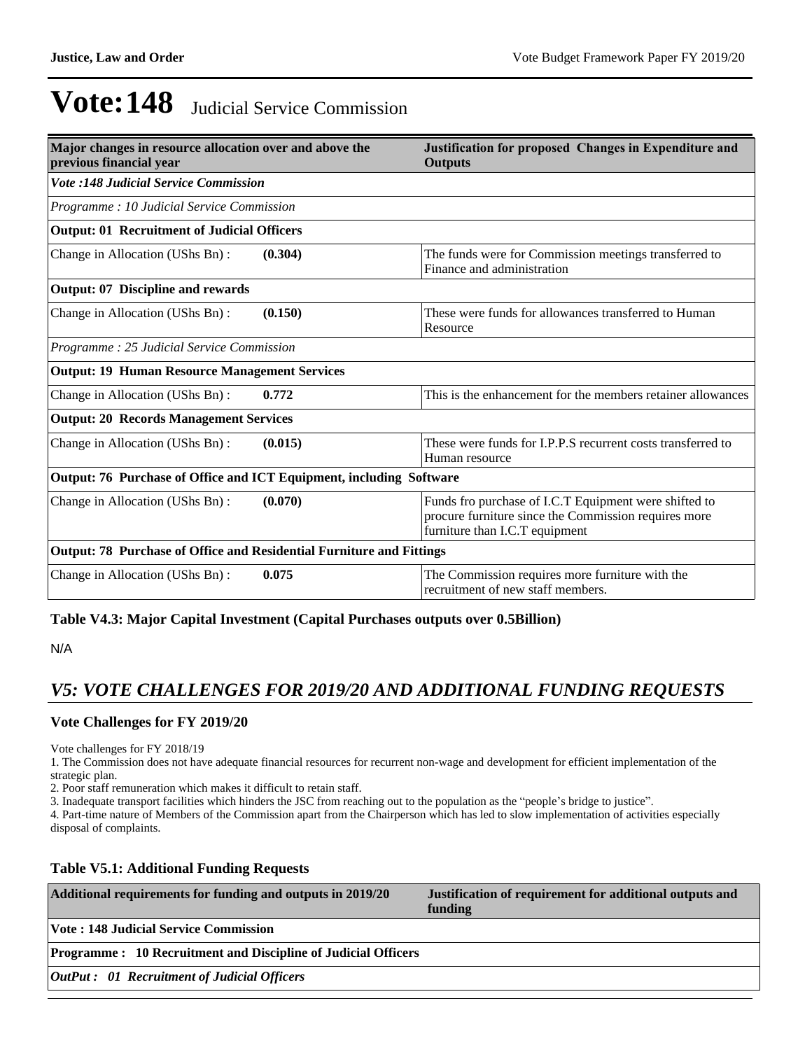# Vote:148 Judicial Service Commission

| Major changes in resource allocation over and above the previous financial year | | Justification for proposed Changes in Expenditure and Outputs |
|---|---|---|
| *Vote :148 Judicial Service Commission* | | |
| *Programme : 10 Judicial Service Commission* | | |
| **Output: 01 Recruitment of Judicial Officers** | | |
| Change in Allocation (UShs Bn) : | **(0.304)** | The funds were for Commission meetings transferred to Finance and administration |
| **Output: 07 Discipline and rewards** | | |
| Change in Allocation (UShs Bn) : | **(0.150)** | These were funds for allowances transferred to Human Resource |
| *Programme : 25 Judicial Service Commission* | | |
| **Output: 19 Human Resource Management Services** | | |
| Change in Allocation (UShs Bn) : | **0.772** | This is the enhancement for the members retainer allowances |
| **Output: 20 Records Management Services** | | |
| Change in Allocation (UShs Bn) : | **(0.015)** | These were funds for I.P.P.S recurrent costs transferred to Human resource |
| **Output: 76 Purchase of Office and ICT Equipment, including Software** | | |
| Change in Allocation (UShs Bn) : | **(0.070)** | Funds fro purchase of I.C.T Equipment were shifted to procure furniture since the Commission requires more furniture than I.C.T equipment |
| **Output: 78 Purchase of Office and Residential Furniture and Fittings** | | |
| Change in Allocation (UShs Bn) : | **0.075** | The Commission requires more furniture with the recruitment of new staff members. |

### Table V4.3: Major Capital Investment (Capital Purchases outputs over 0.5Billion)

N/A

## *V5: VOTE CHALLENGES FOR 2019/20 AND ADDITIONAL FUNDING REQUESTS*

### Vote Challenges for FY 2019/20

Vote challenges for FY 2018/19

1. The Commission does not have adequate financial resources for recurrent non-wage and development for efficient implementation of the strategic plan.
2. Poor staff remuneration which makes it difficult to retain staff.
3. Inadequate transport facilities which hinders the JSC from reaching out to the population as the "people's bridge to justice".
4. Part-time nature of Members of the Commission apart from the Chairperson which has led to slow implementation of activities especially disposal of complaints.

### Table V5.1: Additional Funding Requests

| Additional requirements for funding and outputs in 2019/20 | Justification of requirement for additional outputs and funding |
|---|---|
| **Vote : 148 Judicial Service Commission** | |
| **Programme : 10 Recruitment and Discipline of Judicial Officers** | |
| ***OutPut : 01 Recruitment of Judicial Officers*** | |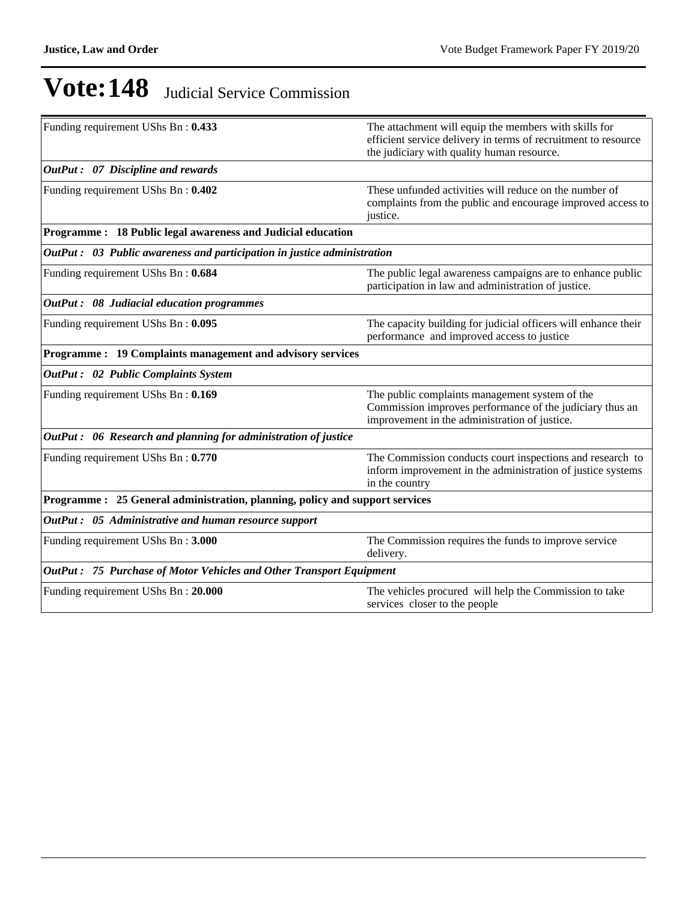# Vote:148 Judicial Service Commission

| | |
|---|---|
| Funding requirement UShs Bn : **0.433** | The attachment will equip the members with skills for efficient service delivery in terms of recruitment to resource the judiciary with quality human resource. |
| ***OutPut : 07 Discipline and rewards*** | |
| Funding requirement UShs Bn : **0.402** | These unfunded activities will reduce on the number of complaints from the public and encourage improved access to justice. |
| **Programme : 18 Public legal awareness and Judicial education** | |
| ***OutPut : 03 Public awareness and participation in justice administration*** | |
| Funding requirement UShs Bn : **0.684** | The public legal awareness campaigns are to enhance public participation in law and administration of justice. |
| ***OutPut : 08 Judiacial education programmes*** | |
| Funding requirement UShs Bn : **0.095** | The capacity building for judicial officers will enhance their performance and improved access to justice |
| **Programme : 19 Complaints management and advisory services** | |
| ***OutPut : 02 Public Complaints System*** | |
| Funding requirement UShs Bn : **0.169** | The public complaints management system of the Commission improves performance of the judiciary thus an improvement in the administration of justice. |
| ***OutPut : 06 Research and planning for administration of justice*** | |
| Funding requirement UShs Bn : **0.770** | The Commission conducts court inspections and research to inform improvement in the administration of justice systems in the country |
| **Programme : 25 General administration, planning, policy and support services** | |
| ***OutPut : 05 Administrative and human resource support*** | |
| Funding requirement UShs Bn : **3.000** | The Commission requires the funds to improve service delivery. |
| ***OutPut : 75 Purchase of Motor Vehicles and Other Transport Equipment*** | |
| Funding requirement UShs Bn : **20.000** | The vehicles procured will help the Commission to take services closer to the people |